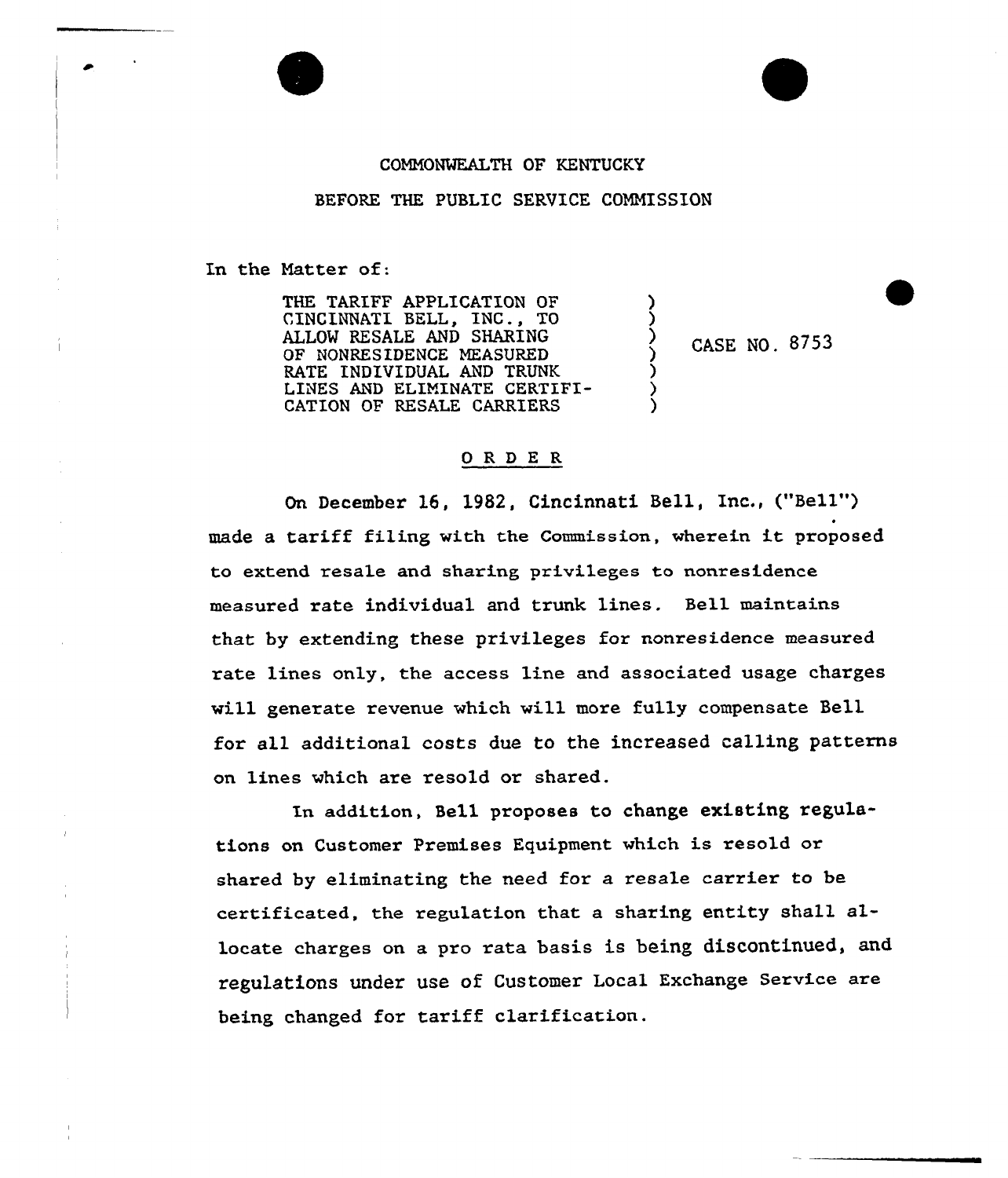COMMONWEALTH OF KENTUCKY

BEFORE THE PUBLIC SERVICE COMMISSION

In the Matter of:

| | | |
|---|---|---|
| THE TARIFF APPLICATION OF CINCINNATI BELL, INC., TO ALLOW RESALE AND SHARING OF NONRESIDENCE MEASURED RATE INDIVIDUAL AND TRUNK LINES AND ELIMINATE CERTIFICATION OF RESALE CARRIERS | ) | CASE NO. 8753 |

## O R D E R

On December 16, 1982, Cincinnati Bell, Inc., ("Bell") made a tariff filing with the Commission, wherein it proposed to extend resale and sharing privileges to nonresidence measured rate individual and trunk lines. Bell maintains that by extending these privileges for nonresidence measured rate lines only, the access line and associated usage charges will generate revenue which will more fully compensate Bell for all additional costs due to the increased calling patterns on lines which are resold or shared.

In addition, Bell proposes to change existing regulations on Customer Premises Equipment which is resold or shared by eliminating the need for a resale carrier to be certificated, the regulation that a sharing entity shall allocate charges on a pro rata basis is being discontinued, and regulations under use of Customer Local Exchange Service are being changed for tariff clarification.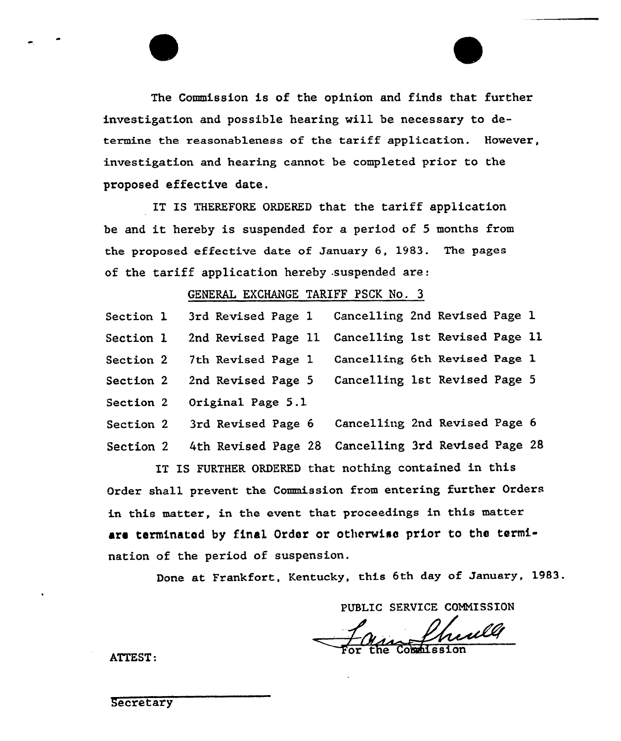The Commission is of the opinion and finds that further investigation and possible hearing will be necessary to determine the reasonableness of the tariff application. However, investigation and hearing cannot be completed prior to the proposed effective date.

IT IS THEREFORE ORDERED that the tariff application be and it hereby is suspended for a period of 5 months from the proposed effective date of January 6, 1983. The pages of the tariff application hereby suspended are:

GENERAL EXCHANGE TARIFF PSCK No. 3

| | | |
|---|---|---|
| Section 1 | 3rd Revised Page 1 | Cancelling 2nd Revised Page 1 |
| Section 1 | 2nd Revised Page 11 | Cancelling 1st Revised Page 11 |
| Section 2 | 7th Revised Page 1 | Cancelling 6th Revised Page 1 |
| Section 2 | 2nd Revised Page 5 | Cancelling 1st Revised Page 5 |
| Section 2 | Original Page 5.1 | |
| Section 2 | 3rd Revised Page 6 | Cancelling 2nd Revised Page 6 |
| Section 2 | 4th Revised Page 28 | Cancelling 3rd Revised Page 28 |

IT IS FURTHER ORDERED that nothing contained in this Order shall prevent the Commission from entering further Orders in this matter, in the event that proceedings in this matter are terminated by final Order or otherwise prior to the termination of the period of suspension.

Done at Frankfort, Kentucky, this 6th day of January, 1983.

PUBLIC SERVICE COMMISSION

For the Commission

ATTEST:

Secretary